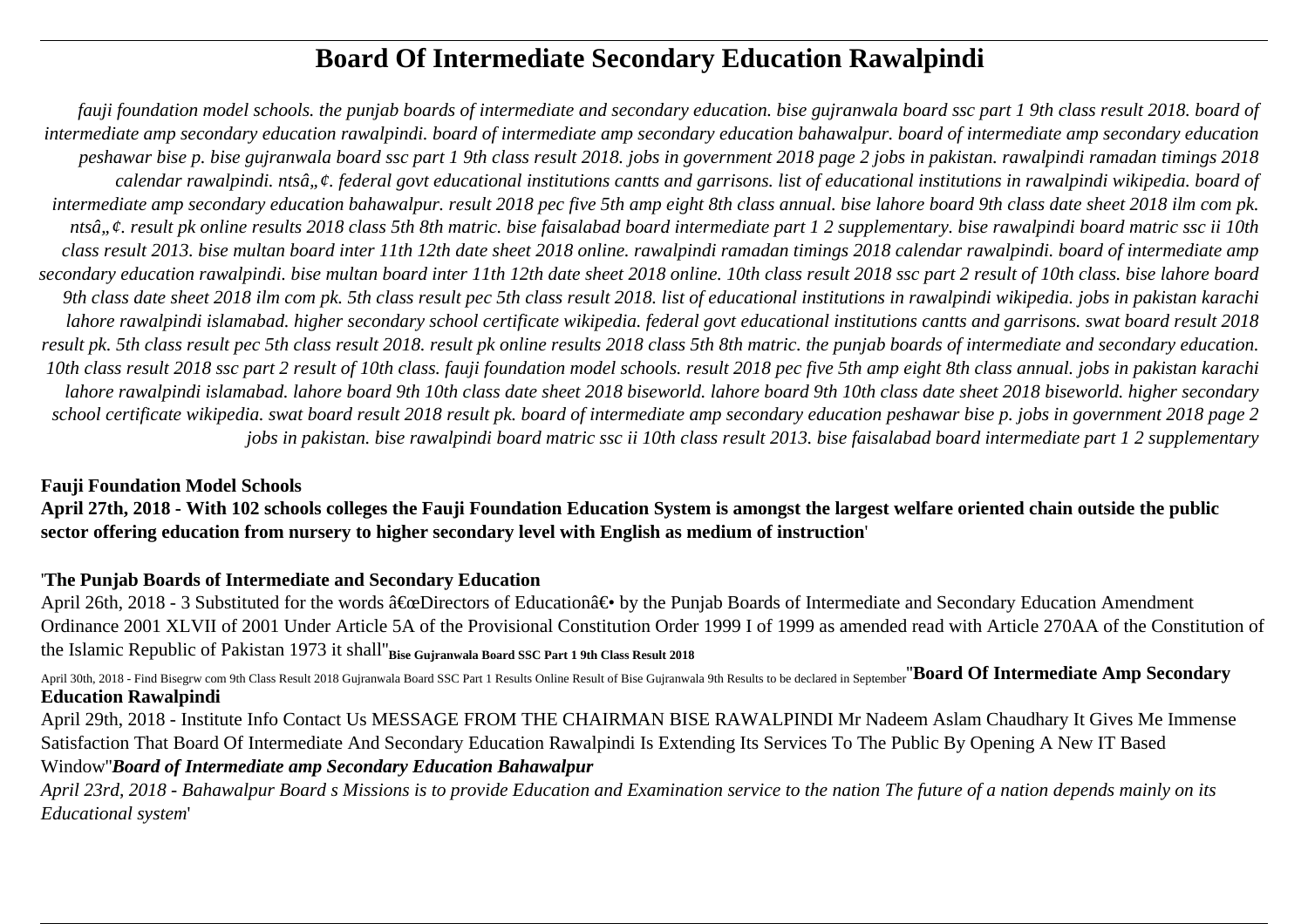# Board Of Intermediate Secondary Education Rawalpindi

*fauji foundation model schools. the punjab boards of intermediate and secondary education. bise gujranwala board ssc part 1 9th class result 2018. board of intermediate amp secondary education rawalpindi. board of intermediate amp secondary education bahawalpur. board of intermediate amp secondary education peshawar bise p. bise gujranwala board ssc part 1 9th class result 2018. jobs in government 2018 page 2 jobs in pakistan. rawalpindi ramadan timings 2018 calendar rawalpindi. ntsâ„¢. federal govt educational institutions cantts and garrisons. list of educational institutions in rawalpindi wikipedia. board of intermediate amp secondary education bahawalpur. result 2018 pec five 5th amp eight 8th class annual. bise lahore board 9th class date sheet 2018 ilm com pk. ntsâ„¢. result pk online results 2018 class 5th 8th matric. bise faisalabad board intermediate part 1 2 supplementary. bise rawalpindi board matric ssc ii 10th class result 2013. bise multan board inter 11th 12th date sheet 2018 online. rawalpindi ramadan timings 2018 calendar rawalpindi. board of intermediate amp secondary education rawalpindi. bise multan board inter 11th 12th date sheet 2018 online. 10th class result 2018 ssc part 2 result of 10th class. bise lahore board 9th class date sheet 2018 ilm com pk. 5th class result pec 5th class result 2018. list of educational institutions in rawalpindi wikipedia. jobs in pakistan karachi lahore rawalpindi islamabad. higher secondary school certificate wikipedia. federal govt educational institutions cantts and garrisons. swat board result 2018 result pk. 5th class result pec 5th class result 2018. result pk online results 2018 class 5th 8th matric. the punjab boards of intermediate and secondary education. 10th class result 2018 ssc part 2 result of 10th class. fauji foundation model schools. result 2018 pec five 5th amp eight 8th class annual. jobs in pakistan karachi lahore rawalpindi islamabad. lahore board 9th 10th class date sheet 2018 biseworld. lahore board 9th 10th class date sheet 2018 biseworld. higher secondary school certificate wikipedia. swat board result 2018 result pk. board of intermediate amp secondary education peshawar bise p. jobs in government 2018 page 2 jobs in pakistan. bise rawalpindi board matric ssc ii 10th class result 2013. bise faisalabad board intermediate part 1 2 supplementary*

**Fauji Foundation Model Schools**

**April 27th, 2018 - With 102 schools colleges the Fauji Foundation Education System is amongst the largest welfare oriented chain outside the public sector offering education from nursery to higher secondary level with English as medium of instruction**'

'**The Punjab Boards of Intermediate and Secondary Education**

April 26th, 2018 - 3 Substituted for the words â€œDirectors of Educationâ€• by the Punjab Boards of Intermediate and Secondary Education Amendment Ordinance 2001 XLVII of 2001 Under Article 5A of the Provisional Constitution Order 1999 I of 1999 as amended read with Article 270AA of the Constitution of the Islamic Republic of Pakistan 1973 it shall''**Bise Gujranwala Board SSC Part 1 9th Class Result 2018**

April 30th, 2018 - Find Bisegrw com 9th Class Result 2018 Gujranwala Board SSC Part 1 Results Online Result of Bise Gujranwala 9th Results to be declared in September''**Board Of Intermediate Amp Secondary Education Rawalpindi**

April 29th, 2018 - Institute Info Contact Us MESSAGE FROM THE CHAIRMAN BISE RAWALPINDI Mr Nadeem Aslam Chaudhary It Gives Me Immense Satisfaction That Board Of Intermediate And Secondary Education Rawalpindi Is Extending Its Services To The Public By Opening A New IT Based Window''***Board of Intermediate amp Secondary Education Bahawalpur***

*April 23rd, 2018 - Bahawalpur Board s Missions is to provide Education and Examination service to the nation The future of a nation depends mainly on its Educational system*'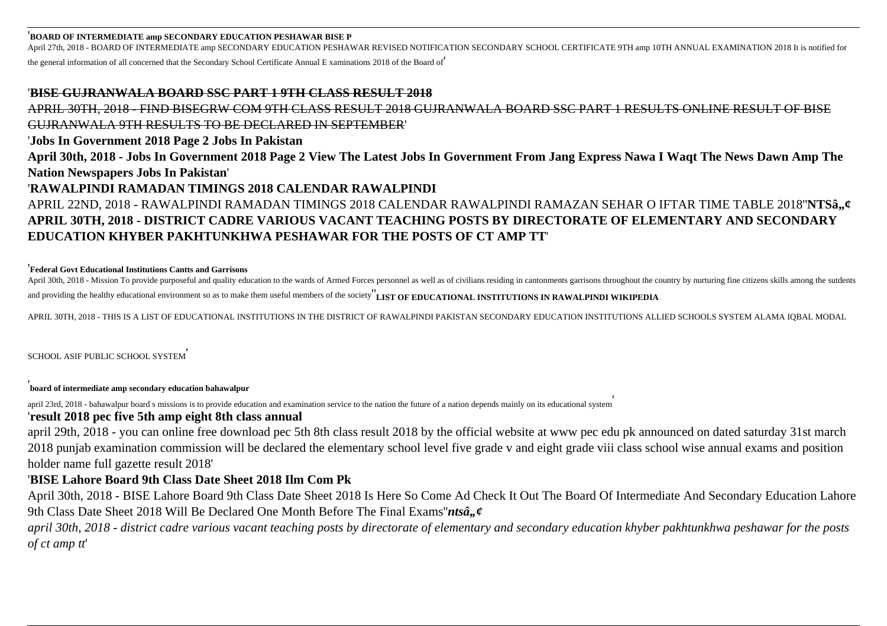'**BOARD OF INTERMEDIATE amp SECONDARY EDUCATION PESHAWAR BISE P**

April 27th, 2018 - BOARD OF INTERMEDIATE amp SECONDARY EDUCATION PESHAWAR REVISED NOTIFICATION SECONDARY SCHOOL CERTIFICATE 9TH amp 10TH ANNUAL EXAMINATION 2018 It is notified for the general information of all concerned that the Secondary School Certificate Annual E xaminations 2018 of the Board of'

'**~~BISE GUJRANWALA BOARD SSC PART 1 9TH CLASS RESULT 2018~~**

~~APRIL 30TH, 2018 - FIND BISEGRW COM 9TH CLASS RESULT 2018 GUJRANWALA BOARD SSC PART 1 RESULTS ONLINE RESULT OF BISE GUJRANWALA 9TH RESULTS TO BE DECLARED IN SEPTEMBER~~'

'**Jobs In Government 2018 Page 2 Jobs In Pakistan**

**April 30th, 2018 - Jobs In Government 2018 Page 2 View The Latest Jobs In Government From Jang Express Nawa I Waqt The News Dawn Amp The Nation Newspapers Jobs In Pakistan**'

'**RAWALPINDI RAMADAN TIMINGS 2018 CALENDAR RAWALPINDI**

APRIL 22ND, 2018 - RAWALPINDI RAMADAN TIMINGS 2018 CALENDAR RAWALPINDI RAMAZAN SEHAR O IFTAR TIME TABLE 2018''**NTSâ„¢**

**APRIL 30TH, 2018 - DISTRICT CADRE VARIOUS VACANT TEACHING POSTS BY DIRECTORATE OF ELEMENTARY AND SECONDARY EDUCATION KHYBER PAKHTUNKHWA PESHAWAR FOR THE POSTS OF CT AMP TT**'

'**Federal Govt Educational Institutions Cantts and Garrisons**

April 30th, 2018 - Mission To provide purposeful and quality education to the wards of Armed Forces personnel as well as of civilians residing in cantonments garrisons throughout the country by nurturing fine citizens skills among the sutdents and providing the healthy educational environment so as to make them useful members of the society''**LIST OF EDUCATIONAL INSTITUTIONS IN RAWALPINDI WIKIPEDIA**

APRIL 30TH, 2018 - THIS IS A LIST OF EDUCATIONAL INSTITUTIONS IN THE DISTRICT OF RAWALPINDI PAKISTAN SECONDARY EDUCATION INSTITUTIONS ALLIED SCHOOLS SYSTEM ALAMA IQBAL MODAL SCHOOL ASIF PUBLIC SCHOOL SYSTEM'

'**board of intermediate amp secondary education bahawalpur**

april 23rd, 2018 - bahawalpur board s missions is to provide education and examination service to the nation the future of a nation depends mainly on its educational system'

'**result 2018 pec five 5th amp eight 8th class annual**

april 29th, 2018 - you can online free download pec 5th 8th class result 2018 by the official website at www pec edu pk announced on dated saturday 31st march 2018 punjab examination commission will be declared the elementary school level five grade v and eight grade viii class school wise annual exams and position holder name full gazette result 2018'

'**BISE Lahore Board 9th Class Date Sheet 2018 Ilm Com Pk**

April 30th, 2018 - BISE Lahore Board 9th Class Date Sheet 2018 Is Here So Come Ad Check It Out The Board Of Intermediate And Secondary Education Lahore 9th Class Date Sheet 2018 Will Be Declared One Month Before The Final Exams''***ntsâ„¢***

*april 30th, 2018 - district cadre various vacant teaching posts by directorate of elementary and secondary education khyber pakhtunkhwa peshawar for the posts of ct amp tt*'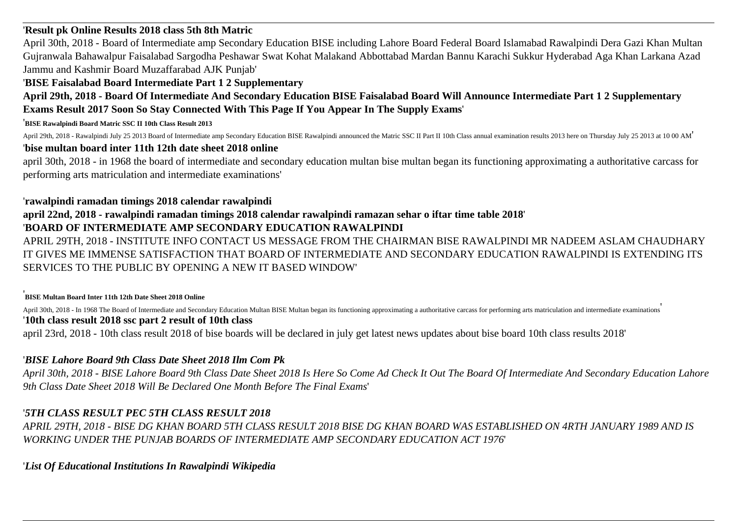'**Result pk Online Results 2018 class 5th 8th Matric**

April 30th, 2018 - Board of Intermediate amp Secondary Education BISE including Lahore Board Federal Board Islamabad Rawalpindi Dera Gazi Khan Multan Gujranwala Bahawalpur Faisalabad Sargodha Peshawar Swat Kohat Malakand Abbottabad Mardan Bannu Karachi Sukkur Hyderabad Aga Khan Larkana Azad Jammu and Kashmir Board Muzaffarabad AJK Punjab'

'**BISE Faisalabad Board Intermediate Part 1 2 Supplementary**

**April 29th, 2018 - Board Of Intermediate And Secondary Education BISE Faisalabad Board Will Announce Intermediate Part 1 2 Supplementary Exams Result 2017 Soon So Stay Connected With This Page If You Appear In The Supply Exams**'

'**BISE Rawalpindi Board Matric SSC II 10th Class Result 2013**

April 29th, 2018 - Rawalpindi July 25 2013 Board of Intermediate amp Secondary Education BISE Rawalpindi announced the Matric SSC II Part II 10th Class annual examination results 2013 here on Thursday July 25 2013 at 10 00 AM'

'**bise multan board inter 11th 12th date sheet 2018 online**

april 30th, 2018 - in 1968 the board of intermediate and secondary education multan bise multan began its functioning approximating a authoritative carcass for performing arts matriculation and intermediate examinations'

'**rawalpindi ramadan timings 2018 calendar rawalpindi**

**april 22nd, 2018 - rawalpindi ramadan timings 2018 calendar rawalpindi ramazan sehar o iftar time table 2018**'

'**BOARD OF INTERMEDIATE AMP SECONDARY EDUCATION RAWALPINDI**

APRIL 29TH, 2018 - INSTITUTE INFO CONTACT US MESSAGE FROM THE CHAIRMAN BISE RAWALPINDI MR NADEEM ASLAM CHAUDHARY IT GIVES ME IMMENSE SATISFACTION THAT BOARD OF INTERMEDIATE AND SECONDARY EDUCATION RAWALPINDI IS EXTENDING ITS SERVICES TO THE PUBLIC BY OPENING A NEW IT BASED WINDOW'

'**BISE Multan Board Inter 11th 12th Date Sheet 2018 Online**

April 30th, 2018 - In 1968 The Board of Intermediate and Secondary Education Multan BISE Multan began its functioning approximating a authoritative carcass for performing arts matriculation and intermediate examinations'

'**10th class result 2018 ssc part 2 result of 10th class**

april 23rd, 2018 - 10th class result 2018 of bise boards will be declared in july get latest news updates about bise board 10th class results 2018'

'***BISE Lahore Board 9th Class Date Sheet 2018 Ilm Com Pk***

*April 30th, 2018 - BISE Lahore Board 9th Class Date Sheet 2018 Is Here So Come Ad Check It Out The Board Of Intermediate And Secondary Education Lahore 9th Class Date Sheet 2018 Will Be Declared One Month Before The Final Exams*'

'***5TH CLASS RESULT PEC 5TH CLASS RESULT 2018***

*APRIL 29TH, 2018 - BISE DG KHAN BOARD 5TH CLASS RESULT 2018 BISE DG KHAN BOARD WAS ESTABLISHED ON 4RTH JANUARY 1989 AND IS WORKING UNDER THE PUNJAB BOARDS OF INTERMEDIATE AMP SECONDARY EDUCATION ACT 1976*'

'***List Of Educational Institutions In Rawalpindi Wikipedia***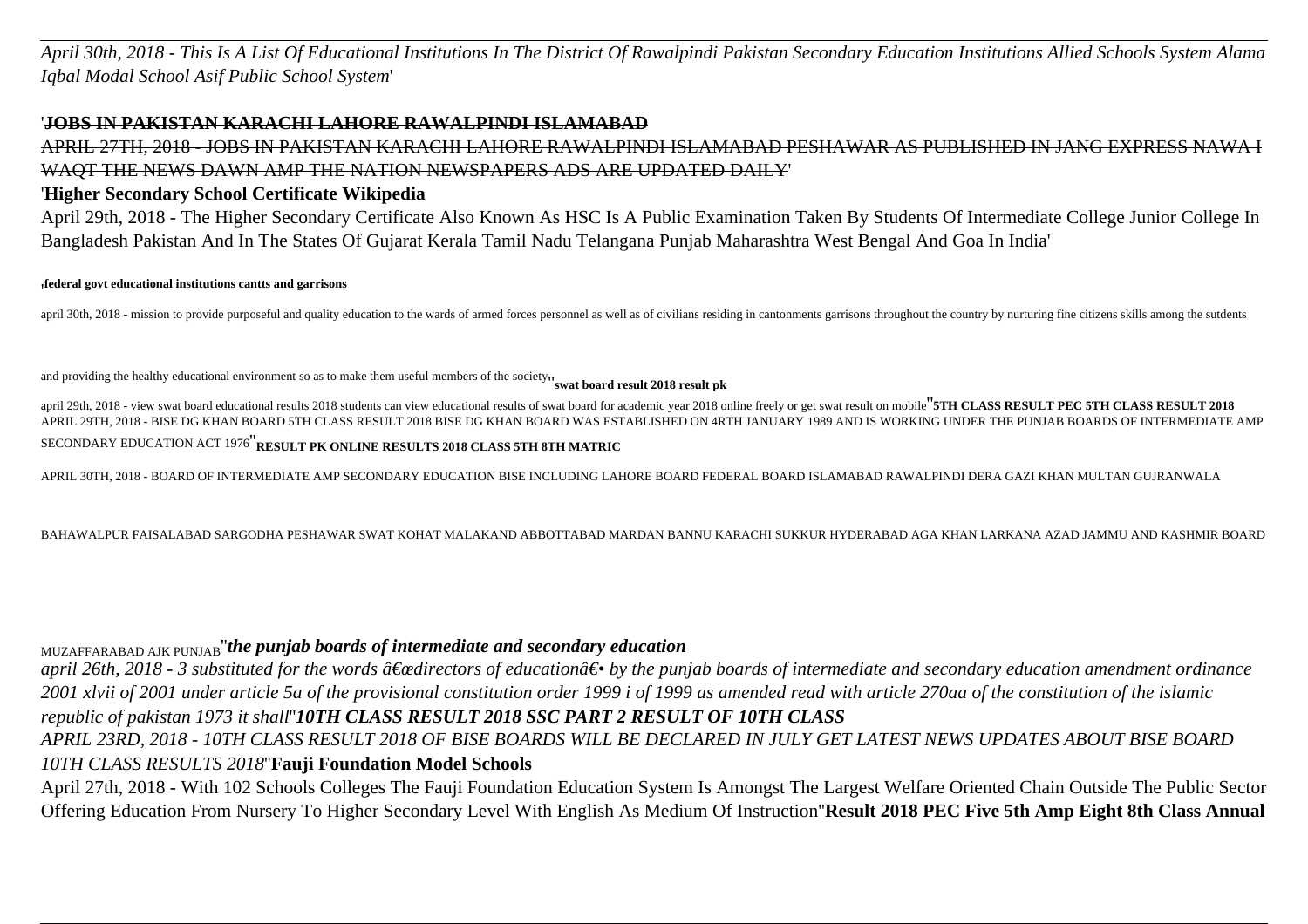*April 30th, 2018 - This Is A List Of Educational Institutions In The District Of Rawalpindi Pakistan Secondary Education Institutions Allied Schools System Alama Iqbal Modal School Asif Public School System*'

'~~**JOBS IN PAKISTAN KARACHI LAHORE RAWALPINDI ISLAMABAD**~~

~~APRIL 27TH, 2018 - JOBS IN PAKISTAN KARACHI LAHORE RAWALPINDI ISLAMABAD PESHAWAR AS PUBLISHED IN JANG EXPRESS NAWA I WAQT THE NEWS DAWN AMP THE NATION NEWSPAPERS ADS ARE UPDATED DAILY~~'

'**Higher Secondary School Certificate Wikipedia**

April 29th, 2018 - The Higher Secondary Certificate Also Known As HSC Is A Public Examination Taken By Students Of Intermediate College Junior College In Bangladesh Pakistan And In The States Of Gujarat Kerala Tamil Nadu Telangana Punjab Maharashtra West Bengal And Goa In India'

'**federal govt educational institutions cantts and garrisons**

april 30th, 2018 - mission to provide purposeful and quality education to the wards of armed forces personnel as well as of civilians residing in cantonments garrisons throughout the country by nurturing fine citizens skills among the sutdents and providing the healthy educational environment so as to make them useful members of the society''**swat board result 2018 result pk**

april 29th, 2018 - view swat board educational results 2018 students can view educational results of swat board for academic year 2018 online freely or get swat result on mobile''**5TH CLASS RESULT PEC 5TH CLASS RESULT 2018**

APRIL 29TH, 2018 - BISE DG KHAN BOARD 5TH CLASS RESULT 2018 BISE DG KHAN BOARD WAS ESTABLISHED ON 4RTH JANUARY 1989 AND IS WORKING UNDER THE PUNJAB BOARDS OF INTERMEDIATE AMP SECONDARY EDUCATION ACT 1976''**RESULT PK ONLINE RESULTS 2018 CLASS 5TH 8TH MATRIC**

APRIL 30TH, 2018 - BOARD OF INTERMEDIATE AMP SECONDARY EDUCATION BISE INCLUDING LAHORE BOARD FEDERAL BOARD ISLAMABAD RAWALPINDI DERA GAZI KHAN MULTAN GUJRANWALA BAHAWALPUR FAISALABAD SARGODHA PESHAWAR SWAT KOHAT MALAKAND ABBOTTABAD MARDAN BANNU KARACHI SUKKUR HYDERABAD AGA KHAN LARKANA AZAD JAMMU AND KASHMIR BOARD MUZAFFARABAD AJK PUNJAB''***the punjab boards of intermediate and secondary education***

*april 26th, 2018 - 3 substituted for the words â€œdirectors of educationâ€• by the punjab boards of intermediate and secondary education amendment ordinance 2001 xlvii of 2001 under article 5a of the provisional constitution order 1999 i of 1999 as amended read with article 270aa of the constitution of the islamic republic of pakistan 1973 it shall*''***10TH CLASS RESULT 2018 SSC PART 2 RESULT OF 10TH CLASS***

*APRIL 23RD, 2018 - 10TH CLASS RESULT 2018 OF BISE BOARDS WILL BE DECLARED IN JULY GET LATEST NEWS UPDATES ABOUT BISE BOARD 10TH CLASS RESULTS 2018*''**Fauji Foundation Model Schools**

April 27th, 2018 - With 102 Schools Colleges The Fauji Foundation Education System Is Amongst The Largest Welfare Oriented Chain Outside The Public Sector Offering Education From Nursery To Higher Secondary Level With English As Medium Of Instruction''**Result 2018 PEC Five 5th Amp Eight 8th Class Annual**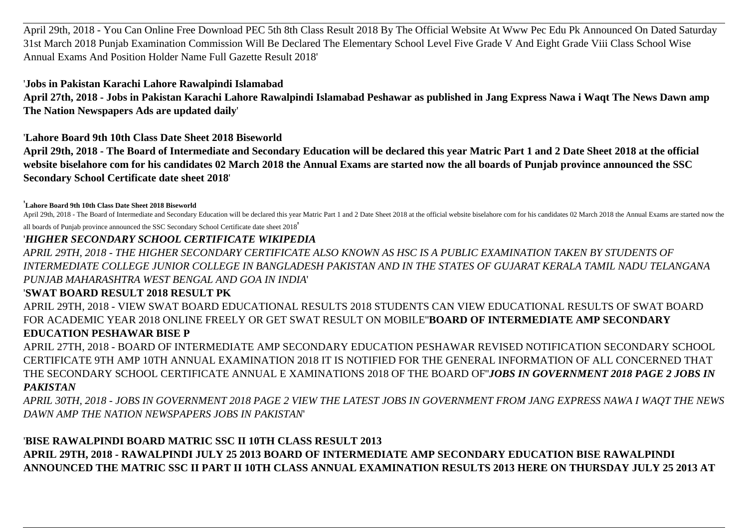April 29th, 2018 - You Can Online Free Download PEC 5th 8th Class Result 2018 By The Official Website At Www Pec Edu Pk Announced On Dated Saturday 31st March 2018 Punjab Examination Commission Will Be Declared The Elementary School Level Five Grade V And Eight Grade Viii Class School Wise Annual Exams And Position Holder Name Full Gazette Result 2018'

'**Jobs in Pakistan Karachi Lahore Rawalpindi Islamabad**

**April 27th, 2018 - Jobs in Pakistan Karachi Lahore Rawalpindi Islamabad Peshawar as published in Jang Express Nawa i Waqt The News Dawn amp The Nation Newspapers Ads are updated daily**'

'**Lahore Board 9th 10th Class Date Sheet 2018 Biseworld**

**April 29th, 2018 - The Board of Intermediate and Secondary Education will be declared this year Matric Part 1 and 2 Date Sheet 2018 at the official website biselahore com for his candidates 02 March 2018 the Annual Exams are started now the all boards of Punjab province announced the SSC Secondary School Certificate date sheet 2018**'

'**Lahore Board 9th 10th Class Date Sheet 2018 Biseworld**

April 29th, 2018 - The Board of Intermediate and Secondary Education will be declared this year Matric Part 1 and 2 Date Sheet 2018 at the official website biselahore com for his candidates 02 March 2018 the Annual Exams are started now the all boards of Punjab province announced the SSC Secondary School Certificate date sheet 2018'

'***HIGHER SECONDARY SCHOOL CERTIFICATE WIKIPEDIA***

*APRIL 29TH, 2018 - THE HIGHER SECONDARY CERTIFICATE ALSO KNOWN AS HSC IS A PUBLIC EXAMINATION TAKEN BY STUDENTS OF INTERMEDIATE COLLEGE JUNIOR COLLEGE IN BANGLADESH PAKISTAN AND IN THE STATES OF GUJARAT KERALA TAMIL NADU TELANGANA PUNJAB MAHARASHTRA WEST BENGAL AND GOA IN INDIA*'

'**SWAT BOARD RESULT 2018 RESULT PK**

APRIL 29TH, 2018 - VIEW SWAT BOARD EDUCATIONAL RESULTS 2018 STUDENTS CAN VIEW EDUCATIONAL RESULTS OF SWAT BOARD FOR ACADEMIC YEAR 2018 ONLINE FREELY OR GET SWAT RESULT ON MOBILE''**BOARD OF INTERMEDIATE AMP SECONDARY EDUCATION PESHAWAR BISE P**

APRIL 27TH, 2018 - BOARD OF INTERMEDIATE AMP SECONDARY EDUCATION PESHAWAR REVISED NOTIFICATION SECONDARY SCHOOL CERTIFICATE 9TH AMP 10TH ANNUAL EXAMINATION 2018 IT IS NOTIFIED FOR THE GENERAL INFORMATION OF ALL CONCERNED THAT THE SECONDARY SCHOOL CERTIFICATE ANNUAL E XAMINATIONS 2018 OF THE BOARD OF''***JOBS IN GOVERNMENT 2018 PAGE 2 JOBS IN PAKISTAN***

*APRIL 30TH, 2018 - JOBS IN GOVERNMENT 2018 PAGE 2 VIEW THE LATEST JOBS IN GOVERNMENT FROM JANG EXPRESS NAWA I WAQT THE NEWS DAWN AMP THE NATION NEWSPAPERS JOBS IN PAKISTAN*'

'**BISE RAWALPINDI BOARD MATRIC SSC II 10TH CLASS RESULT 2013**

**APRIL 29TH, 2018 - RAWALPINDI JULY 25 2013 BOARD OF INTERMEDIATE AMP SECONDARY EDUCATION BISE RAWALPINDI ANNOUNCED THE MATRIC SSC II PART II 10TH CLASS ANNUAL EXAMINATION RESULTS 2013 HERE ON THURSDAY JULY 25 2013 AT**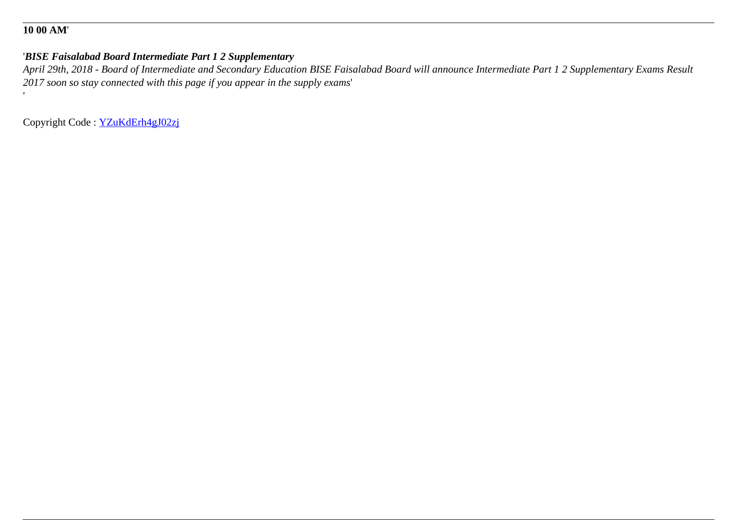**10 00 AM**'

'***BISE Faisalabad Board Intermediate Part 1 2 Supplementary***
*April 29th, 2018 - Board of Intermediate and Secondary Education BISE Faisalabad Board will announce Intermediate Part 1 2 Supplementary Exams Result 2017 soon so stay connected with this page if you appear in the supply exams*'
'

Copyright Code : YZuKdErh4gJ02zj